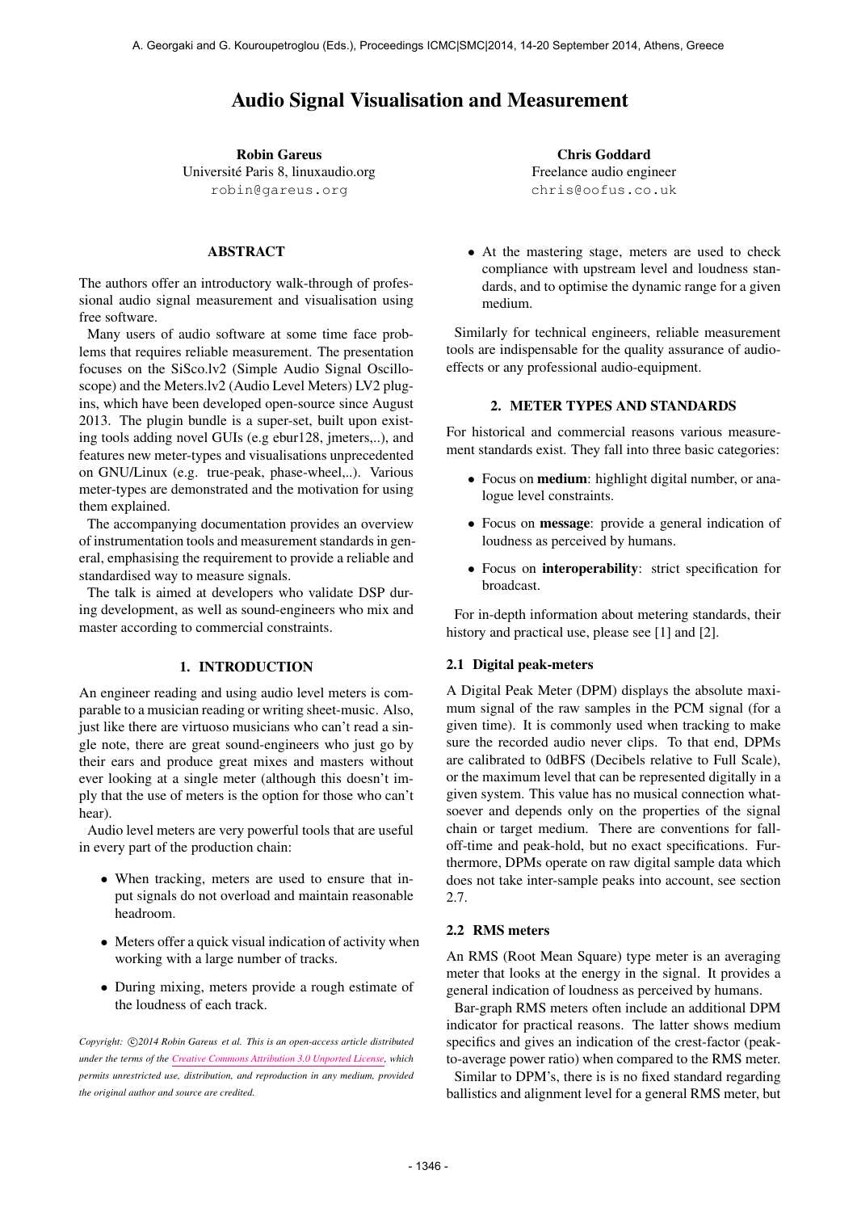# Audio Signal Visualisation and Measurement

**Robin Gareus**
Université Paris 8, linuxaudio.org
robin@gareus.org

**Chris Goddard**
Freelance audio engineer
chris@oofus.co.uk

## ABSTRACT

The authors offer an introductory walk-through of professional audio signal measurement and visualisation using free software.

Many users of audio software at some time face problems that requires reliable measurement. The presentation focuses on the SiSco.lv2 (Simple Audio Signal Oscilloscope) and the Meters.lv2 (Audio Level Meters) LV2 plugins, which have been developed open-source since August 2013. The plugin bundle is a super-set, built upon existing tools adding novel GUIs (e.g ebur128, jmeters,..), and features new meter-types and visualisations unprecedented on GNU/Linux (e.g. true-peak, phase-wheel,..). Various meter-types are demonstrated and the motivation for using them explained.

The accompanying documentation provides an overview of instrumentation tools and measurement standards in general, emphasising the requirement to provide a reliable and standardised way to measure signals.

The talk is aimed at developers who validate DSP during development, as well as sound-engineers who mix and master according to commercial constraints.

## 1. INTRODUCTION

An engineer reading and using audio level meters is comparable to a musician reading or writing sheet-music. Also, just like there are virtuoso musicians who can't read a single note, there are great sound-engineers who just go by their ears and produce great mixes and masters without ever looking at a single meter (although this doesn't imply that the use of meters is the option for those who can't hear).

Audio level meters are very powerful tools that are useful in every part of the production chain:

- When tracking, meters are used to ensure that input signals do not overload and maintain reasonable headroom.
- Meters offer a quick visual indication of activity when working with a large number of tracks.
- During mixing, meters provide a rough estimate of the loudness of each track.
- At the mastering stage, meters are used to check compliance with upstream level and loudness standards, and to optimise the dynamic range for a given medium.

Similarly for technical engineers, reliable measurement tools are indispensable for the quality assurance of audio-effects or any professional audio-equipment.

*Copyright: ©2014 Robin Gareus et al. This is an open-access article distributed under the terms of the Creative Commons Attribution 3.0 Unported License, which permits unrestricted use, distribution, and reproduction in any medium, provided the original author and source are credited.*

## 2. METER TYPES AND STANDARDS

For historical and commercial reasons various measurement standards exist. They fall into three basic categories:

- Focus on **medium**: highlight digital number, or analogue level constraints.
- Focus on **message**: provide a general indication of loudness as perceived by humans.
- Focus on **interoperability**: strict specification for broadcast.

For in-depth information about metering standards, their history and practical use, please see [1] and [2].

### 2.1 Digital peak-meters

A Digital Peak Meter (DPM) displays the absolute maximum signal of the raw samples in the PCM signal (for a given time). It is commonly used when tracking to make sure the recorded audio never clips. To that end, DPMs are calibrated to 0dBFS (Decibels relative to Full Scale), or the maximum level that can be represented digitally in a given system. This value has no musical connection whatsoever and depends only on the properties of the signal chain or target medium. There are conventions for fall-off-time and peak-hold, but no exact specifications. Furthermore, DPMs operate on raw digital sample data which does not take inter-sample peaks into account, see section 2.7.

### 2.2 RMS meters

An RMS (Root Mean Square) type meter is an averaging meter that looks at the energy in the signal. It provides a general indication of loudness as perceived by humans.

Bar-graph RMS meters often include an additional DPM indicator for practical reasons. The latter shows medium specifics and gives an indication of the crest-factor (peak-to-average power ratio) when compared to the RMS meter.

Similar to DPM's, there is is no fixed standard regarding ballistics and alignment level for a general RMS meter, but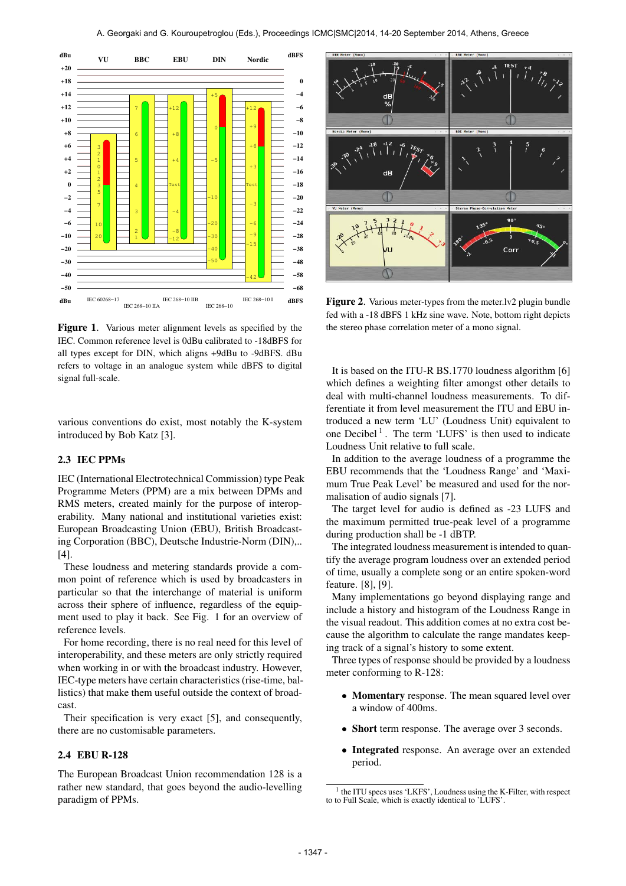Figure 1. Various meter alignment levels as specified by the IEC. Common reference level is 0dBu calibrated to -18dBFS for all types except for DIN, which aligns +9dBu to -9dBFS. dBu refers to voltage in an analogue system while dBFS to digital signal full-scale.

Figure 2. Various meter-types from the meter.lv2 plugin bundle fed with a -18 dBFS 1 kHz sine wave. Note, bottom right depicts the stereo phase correlation meter of a mono signal.

various conventions do exist, most notably the K-system introduced by Bob Katz [3].

### 2.3 IEC PPMs

IEC (International Electrotechnical Commission) type Peak Programme Meters (PPM) are a mix between DPMs and RMS meters, created mainly for the purpose of interoperability. Many national and institutional varieties exist: European Broadcasting Union (EBU), British Broadcasting Corporation (BBC), Deutsche Industrie-Norm (DIN),.. [4].

These loudness and metering standards provide a common point of reference which is used by broadcasters in particular so that the interchange of material is uniform across their sphere of influence, regardless of the equipment used to play it back. See Fig. 1 for an overview of reference levels.

For home recording, there is no real need for this level of interoperability, and these meters are only strictly required when working in or with the broadcast industry. However, IEC-type meters have certain characteristics (rise-time, ballistics) that make them useful outside the context of broadcast.

Their specification is very exact [5], and consequently, there are no customisable parameters.

### 2.4 EBU R-128

The European Broadcast Union recommendation 128 is a rather new standard, that goes beyond the audio-levelling paradigm of PPMs.

It is based on the ITU-R BS.1770 loudness algorithm [6] which defines a weighting filter amongst other details to deal with multi-channel loudness measurements. To differentiate it from level measurement the ITU and EBU introduced a new term 'LU' (Loudness Unit) equivalent to one Decibel [1]. The term 'LUFS' is then used to indicate Loudness Unit relative to full scale.

In addition to the average loudness of a programme the EBU recommends that the 'Loudness Range' and 'Maximum True Peak Level' be measured and used for the normalisation of audio signals [7].

The target level for audio is defined as -23 LUFS and the maximum permitted true-peak level of a programme during production shall be -1 dBTP.

The integrated loudness measurement is intended to quantify the average program loudness over an extended period of time, usually a complete song or an entire spoken-word feature. [8], [9].

Many implementations go beyond displaying range and include a history and histogram of the Loudness Range in the visual readout. This addition comes at no extra cost because the algorithm to calculate the range mandates keeping track of a signal's history to some extent.

Three types of response should be provided by a loudness meter conforming to R-128:

- **Momentary** response. The mean squared level over a window of 400ms.
- **Short** term response. The average over 3 seconds.
- **Integrated** response. An average over an extended period.

[1] the ITU specs uses 'LKFS', Loudness using the K-Filter, with respect to to Full Scale, which is exactly identical to 'LUFS'.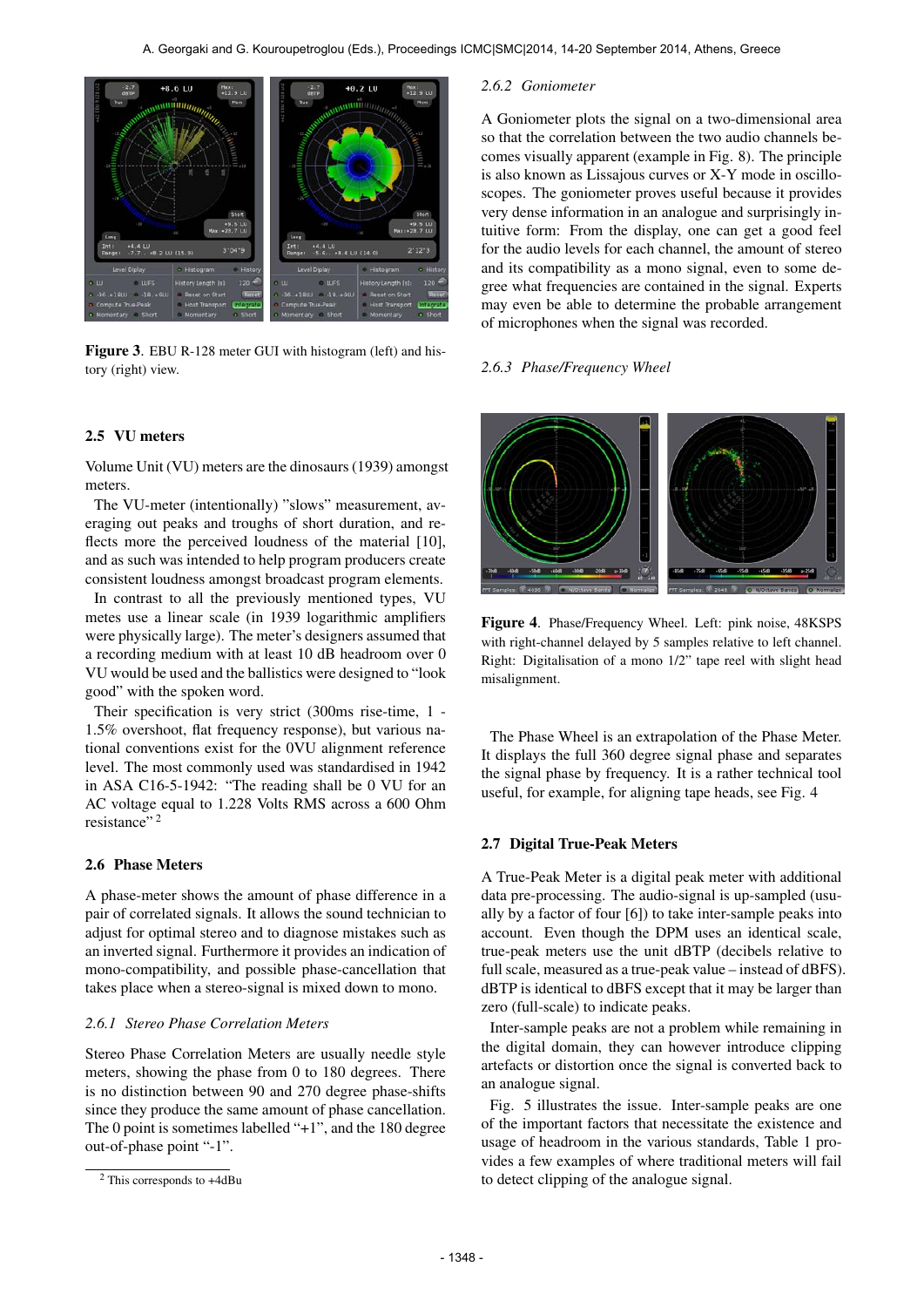**Figure 3**. EBU R-128 meter GUI with histogram (left) and history (right) view.

## 2.5 VU meters

Volume Unit (VU) meters are the dinosaurs (1939) amongst meters.

The VU-meter (intentionally) "slows" measurement, averaging out peaks and troughs of short duration, and reflects more the perceived loudness of the material [10], and as such was intended to help program producers create consistent loudness amongst broadcast program elements.

In contrast to all the previously mentioned types, VU metes use a linear scale (in 1939 logarithmic amplifiers were physically large). The meter's designers assumed that a recording medium with at least 10 dB headroom over 0 VU would be used and the ballistics were designed to "look good" with the spoken word.

Their specification is very strict (300ms rise-time, 1 - 1.5% overshoot, flat frequency response), but various national conventions exist for the 0VU alignment reference level. The most commonly used was standardised in 1942 in ASA C16-5-1942: "The reading shall be 0 VU for an AC voltage equal to 1.228 Volts RMS across a 600 Ohm resistance" [2]

## 2.6 Phase Meters

A phase-meter shows the amount of phase difference in a pair of correlated signals. It allows the sound technician to adjust for optimal stereo and to diagnose mistakes such as an inverted signal. Furthermore it provides an indication of mono-compatibility, and possible phase-cancellation that takes place when a stereo-signal is mixed down to mono.

### *2.6.1 Stereo Phase Correlation Meters*

Stereo Phase Correlation Meters are usually needle style meters, showing the phase from 0 to 180 degrees. There is no distinction between 90 and 270 degree phase-shifts since they produce the same amount of phase cancellation. The 0 point is sometimes labelled "+1", and the 180 degree out-of-phase point "-1".

[2] This corresponds to +4dBu

### *2.6.2 Goniometer*

A Goniometer plots the signal on a two-dimensional area so that the correlation between the two audio channels becomes visually apparent (example in Fig. 8). The principle is also known as Lissajous curves or X-Y mode in oscilloscopes. The goniometer proves useful because it provides very dense information in an analogue and surprisingly intuitive form: From the display, one can get a good feel for the audio levels for each channel, the amount of stereo and its compatibility as a mono signal, even to some degree what frequencies are contained in the signal. Experts may even be able to determine the probable arrangement of microphones when the signal was recorded.

### *2.6.3 Phase/Frequency Wheel*

**Figure 4**. Phase/Frequency Wheel. Left: pink noise, 48KSPS with right-channel delayed by 5 samples relative to left channel. Right: Digitalisation of a mono 1/2" tape reel with slight head misalignment.

The Phase Wheel is an extrapolation of the Phase Meter. It displays the full 360 degree signal phase and separates the signal phase by frequency. It is a rather technical tool useful, for example, for aligning tape heads, see Fig. 4

## 2.7 Digital True-Peak Meters

A True-Peak Meter is a digital peak meter with additional data pre-processing. The audio-signal is up-sampled (usually by a factor of four [6]) to take inter-sample peaks into account. Even though the DPM uses an identical scale, true-peak meters use the unit dBTP (decibels relative to full scale, measured as a true-peak value – instead of dBFS). dBTP is identical to dBFS except that it may be larger than zero (full-scale) to indicate peaks.

Inter-sample peaks are not a problem while remaining in the digital domain, they can however introduce clipping artefacts or distortion once the signal is converted back to an analogue signal.

Fig. 5 illustrates the issue. Inter-sample peaks are one of the important factors that necessitate the existence and usage of headroom in the various standards, Table 1 provides a few examples of where traditional meters will fail to detect clipping of the analogue signal.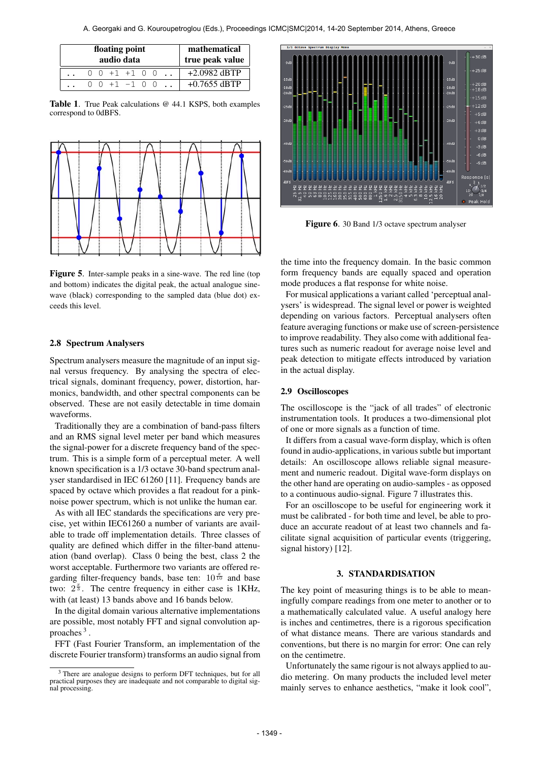| floating point audio data | mathematical true peak value |
|---|---|
| .. 0 0 +1 +1 0 0 .. | +2.0982 dBTP |
| .. 0 0 +1 −1 0 0 .. | +0.7655 dBTP |

**Table 1**. True Peak calculations @ 44.1 KSPS, both examples correspond to 0dBFS.

**Figure 5**. Inter-sample peaks in a sine-wave. The red line (top and bottom) indicates the digital peak, the actual analogue sine-wave (black) corresponding to the sampled data (blue dot) exceeds this level.

### 2.8 Spectrum Analysers

Spectrum analysers measure the magnitude of an input signal versus frequency. By analysing the spectra of electrical signals, dominant frequency, power, distortion, harmonics, bandwidth, and other spectral components can be observed. These are not easily detectable in time domain waveforms.

Traditionally they are a combination of band-pass filters and an RMS signal level meter per band which measures the signal-power for a discrete frequency band of the spectrum. This is a simple form of a perceptual meter. A well known specification is a 1/3 octave 30-band spectrum analyser standardised in IEC 61260 [11]. Frequency bands are spaced by octave which provides a flat readout for a pink-noise power spectrum, which is not unlike the human ear.

As with all IEC standards the specifications are very precise, yet within IEC61260 a number of variants are available to trade off implementation details. Three classes of quality are defined which differ in the filter-band attenuation (band overlap). Class 0 being the best, class 2 the worst acceptable. Furthermore two variants are offered regarding filter-frequency bands, base ten: $10^{\frac{x}{10}}$ and base two: $2^{\frac{x}{3}}$. The centre frequency in either case is 1KHz, with (at least) 13 bands above and 16 bands below.

In the digital domain various alternative implementations are possible, most notably FFT and signal convolution approaches [3].

FFT (Fast Fourier Transform, an implementation of the discrete Fourier transform) transforms an audio signal from the time into the frequency domain. In the basic common form frequency bands are equally spaced and operation mode produces a flat response for white noise.

For musical applications a variant called 'perceptual analysers' is widespread. The signal level or power is weighted depending on various factors. Perceptual analysers often feature averaging functions or make use of screen-persistence to improve readability. They also come with additional features such as numeric readout for average noise level and peak detection to mitigate effects introduced by variation in the actual display.

[3] There are analogue designs to perform DFT techniques, but for all practical purposes they are inadequate and not comparable to digital signal processing.

**Figure 6**. 30 Band 1/3 octave spectrum analyser

### 2.9 Oscilloscopes

The oscilloscope is the "jack of all trades" of electronic instrumentation tools. It produces a two-dimensional plot of one or more signals as a function of time.

It differs from a casual wave-form display, which is often found in audio-applications, in various subtle but important details: An oscilloscope allows reliable signal measurement and numeric readout. Digital wave-form displays on the other hand are operating on audio-samples - as opposed to a continuous audio-signal. Figure 7 illustrates this.

For an oscilloscope to be useful for engineering work it must be calibrated - for both time and level, be able to produce an accurate readout of at least two channels and facilitate signal acquisition of particular events (triggering, signal history) [12].

## 3. STANDARDISATION

The key point of measuring things is to be able to meaningfully compare readings from one meter to another or to a mathematically calculated value. A useful analogy here is inches and centimetres, there is a rigorous specification of what distance means. There are various standards and conventions, but there is no margin for error: One can rely on the centimetre.

Unfortunately the same rigour is not always applied to audio metering. On many products the included level meter mainly serves to enhance aesthetics, "make it look cool",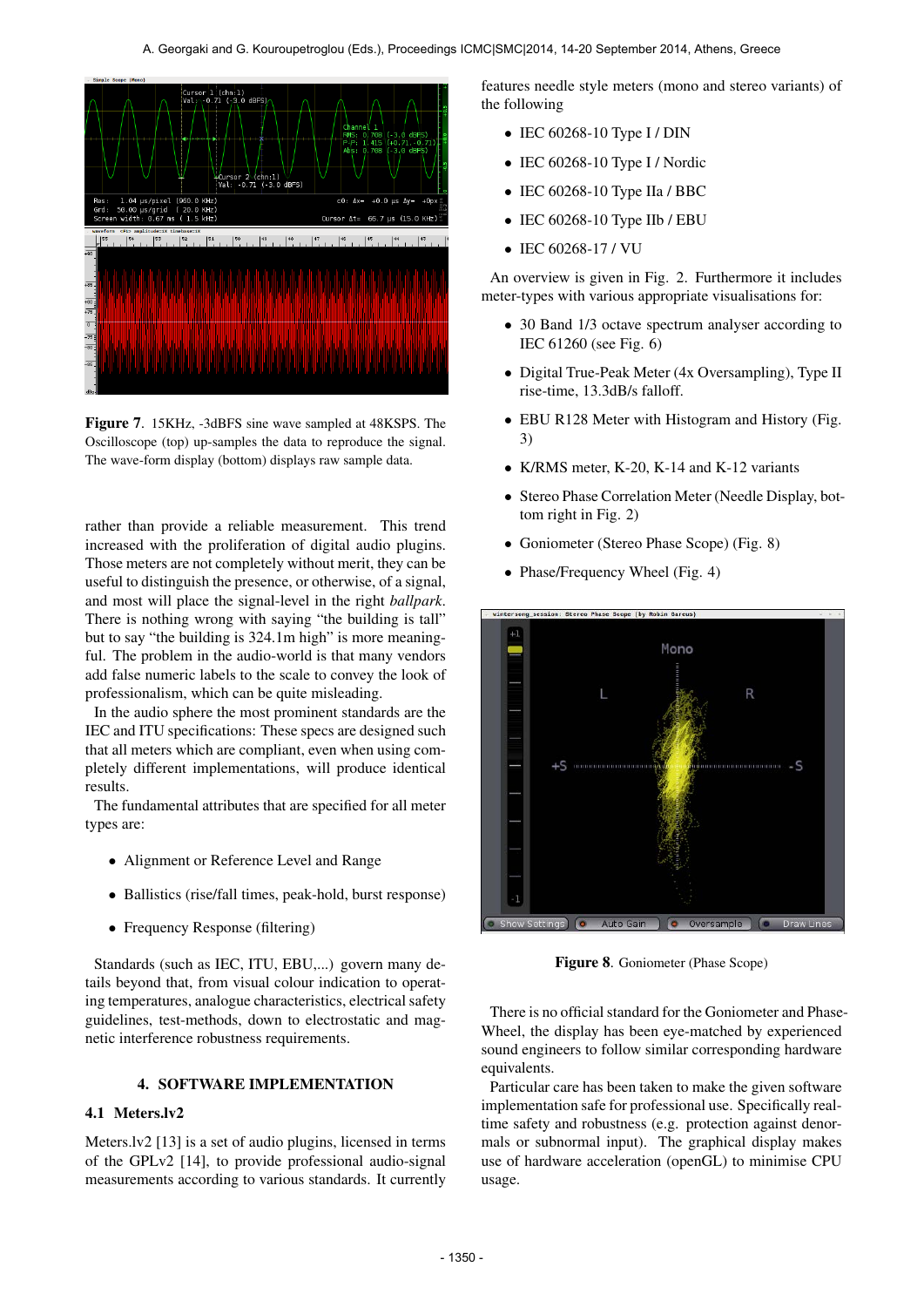**Figure 7**. 15KHz, -3dBFS sine wave sampled at 48KSPS. The Oscilloscope (top) up-samples the data to reproduce the signal. The wave-form display (bottom) displays raw sample data.

rather than provide a reliable measurement. This trend increased with the proliferation of digital audio plugins. Those meters are not completely without merit, they can be useful to distinguish the presence, or otherwise, of a signal, and most will place the signal-level in the right *ballpark*. There is nothing wrong with saying "the building is tall" but to say "the building is 324.1m high" is more meaningful. The problem in the audio-world is that many vendors add false numeric labels to the scale to convey the look of professionalism, which can be quite misleading.

In the audio sphere the most prominent standards are the IEC and ITU specifications: These specs are designed such that all meters which are compliant, even when using completely different implementations, will produce identical results.

The fundamental attributes that are specified for all meter types are:

- Alignment or Reference Level and Range
- Ballistics (rise/fall times, peak-hold, burst response)
- Frequency Response (filtering)

Standards (such as IEC, ITU, EBU,...) govern many details beyond that, from visual colour indication to operating temperatures, analogue characteristics, electrical safety guidelines, test-methods, down to electrostatic and magnetic interference robustness requirements.

## 4. SOFTWARE IMPLEMENTATION

### 4.1 Meters.lv2

Meters.lv2 [13] is a set of audio plugins, licensed in terms of the GPLv2 [14], to provide professional audio-signal measurements according to various standards. It currently features needle style meters (mono and stereo variants) of the following

- IEC 60268-10 Type I / DIN
- IEC 60268-10 Type I / Nordic
- IEC 60268-10 Type IIa / BBC
- IEC 60268-10 Type IIb / EBU
- IEC 60268-17 / VU

An overview is given in Fig. 2. Furthermore it includes meter-types with various appropriate visualisations for:

- 30 Band 1/3 octave spectrum analyser according to IEC 61260 (see Fig. 6)
- Digital True-Peak Meter (4x Oversampling), Type II rise-time, 13.3dB/s falloff.
- EBU R128 Meter with Histogram and History (Fig. 3)
- K/RMS meter, K-20, K-14 and K-12 variants
- Stereo Phase Correlation Meter (Needle Display, bottom right in Fig. 2)
- Goniometer (Stereo Phase Scope) (Fig. 8)
- Phase/Frequency Wheel (Fig. 4)

**Figure 8**. Goniometer (Phase Scope)

There is no official standard for the Goniometer and Phase-Wheel, the display has been eye-matched by experienced sound engineers to follow similar corresponding hardware equivalents.

Particular care has been taken to make the given software implementation safe for professional use. Specifically realtime safety and robustness (e.g. protection against denormals or subnormal input). The graphical display makes use of hardware acceleration (openGL) to minimise CPU usage.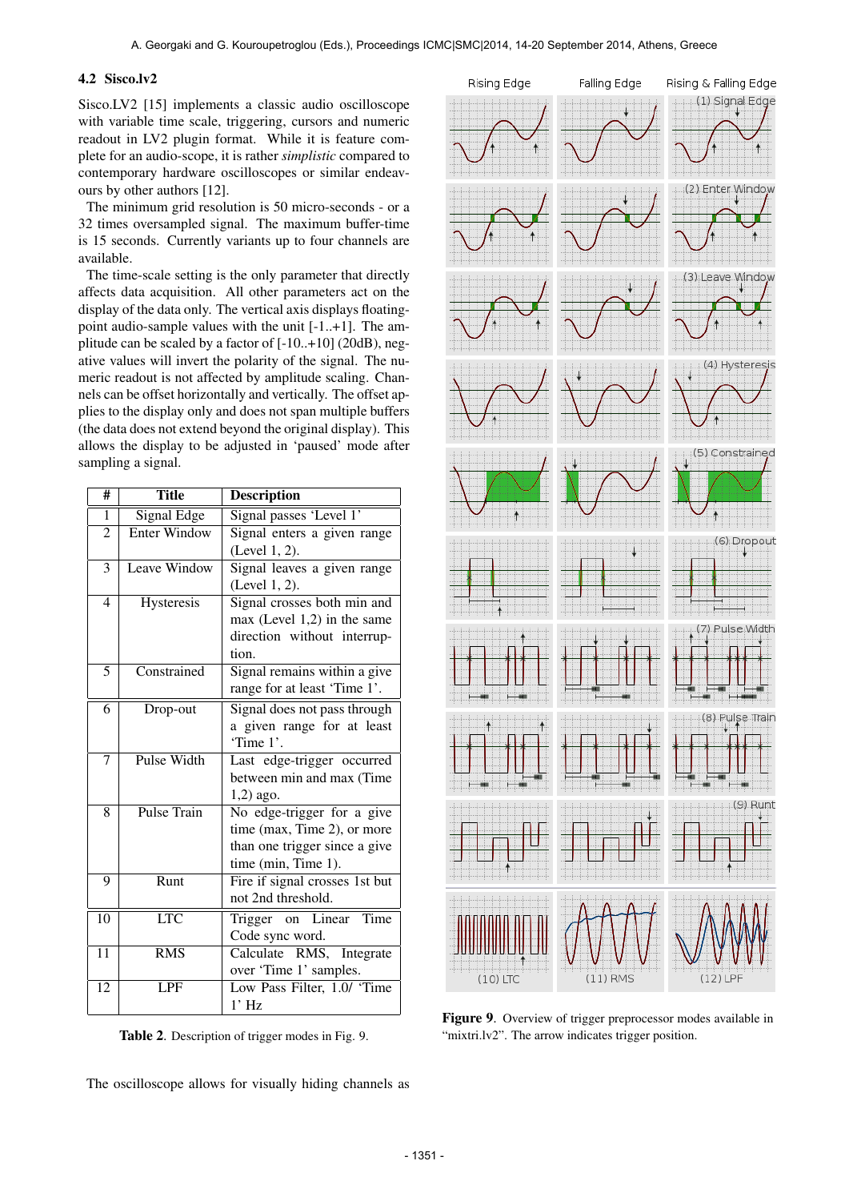### 4.2 Sisco.lv2

Sisco.LV2 [15] implements a classic audio oscilloscope with variable time scale, triggering, cursors and numeric readout in LV2 plugin format. While it is feature complete for an audio-scope, it is rather *simplistic* compared to contemporary hardware oscilloscopes or similar endeavours by other authors [12].

The minimum grid resolution is 50 micro-seconds - or a 32 times oversampled signal. The maximum buffer-time is 15 seconds. Currently variants up to four channels are available.

The time-scale setting is the only parameter that directly affects data acquisition. All other parameters act on the display of the data only. The vertical axis displays floating-point audio-sample values with the unit [-1..+1]. The amplitude can be scaled by a factor of [-10..+10] (20dB), negative values will invert the polarity of the signal. The numeric readout is not affected by amplitude scaling. Channels can be offset horizontally and vertically. The offset applies to the display only and does not span multiple buffers (the data does not extend beyond the original display). This allows the display to be adjusted in 'paused' mode after sampling a signal.

| # | Title | Description |
|---|---|---|
| 1 | Signal Edge | Signal passes 'Level 1' |
| 2 | Enter Window | Signal enters a given range (Level 1, 2). |
| 3 | Leave Window | Signal leaves a given range (Level 1, 2). |
| 4 | Hysteresis | Signal crosses both min and max (Level 1,2) in the same direction without interruption. |
| 5 | Constrained | Signal remains within a give range for at least 'Time 1'. |
| 6 | Drop-out | Signal does not pass through a given range for at least 'Time 1'. |
| 7 | Pulse Width | Last edge-trigger occurred between min and max (Time 1,2) ago. |
| 8 | Pulse Train | No edge-trigger for a give time (max, Time 2), or more than one trigger since a give time (min, Time 1). |
| 9 | Runt | Fire if signal crosses 1st but not 2nd threshold. |
| 10 | LTC | Trigger on Linear Time Code sync word. |
| 11 | RMS | Calculate RMS, Integrate over 'Time 1' samples. |
| 12 | LPF | Low Pass Filter, 1.0/ 'Time 1' Hz |

**Table 2**. Description of trigger modes in Fig. 9.

The oscilloscope allows for visually hiding channels as

**Figure 9**. Overview of trigger preprocessor modes available in "mixtri.lv2". The arrow indicates trigger position.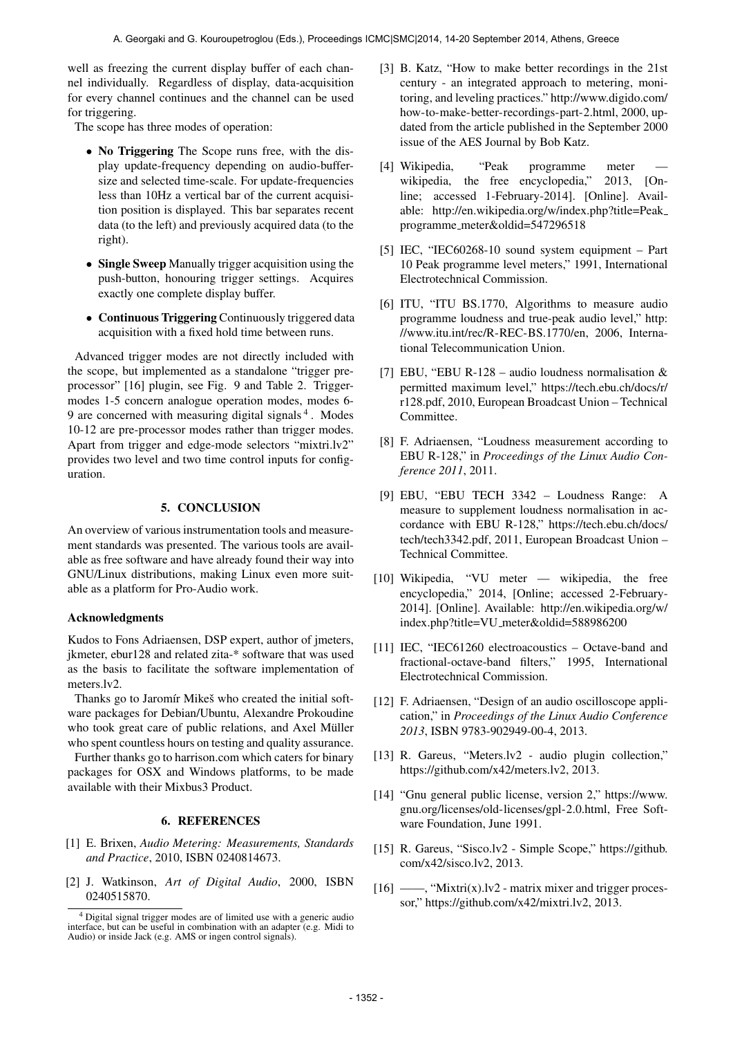well as freezing the current display buffer of each channel individually. Regardless of display, data-acquisition for every channel continues and the channel can be used for triggering.

The scope has three modes of operation:

- **No Triggering** The Scope runs free, with the display update-frequency depending on audio-buffer-size and selected time-scale. For update-frequencies less than 10Hz a vertical bar of the current acquisition position is displayed. This bar separates recent data (to the left) and previously acquired data (to the right).
- **Single Sweep** Manually trigger acquisition using the push-button, honouring trigger settings. Acquires exactly one complete display buffer.
- **Continuous Triggering** Continuously triggered data acquisition with a fixed hold time between runs.

Advanced trigger modes are not directly included with the scope, but implemented as a standalone "trigger pre-processor" [16] plugin, see Fig. 9 and Table 2. Trigger-modes 1-5 concern analogue operation modes, modes 6-9 are concerned with measuring digital signals [4]. Modes 10-12 are pre-processor modes rather than trigger modes. Apart from trigger and edge-mode selectors "mixtri.lv2" provides two level and two time control inputs for configuration.

## 5. CONCLUSION

An overview of various instrumentation tools and measurement standards was presented. The various tools are available as free software and have already found their way into GNU/Linux distributions, making Linux even more suitable as a platform for Pro-Audio work.

### Acknowledgments

Kudos to Fons Adriaensen, DSP expert, author of jmeters, jkmeter, ebur128 and related zita-* software that was used as the basis to facilitate the software implementation of meters.lv2.

Thanks go to Jaromír Mikeš who created the initial software packages for Debian/Ubuntu, Alexandre Prokoudine who took great care of public relations, and Axel Müller who spent countless hours on testing and quality assurance.

Further thanks go to harrison.com which caters for binary packages for OSX and Windows platforms, to be made available with their Mixbus3 Product.

## 6. REFERENCES

[1] E. Brixen, *Audio Metering: Measurements, Standards and Practice*, 2010, ISBN 0240814673.

[2] J. Watkinson, *Art of Digital Audio*, 2000, ISBN 0240515870.

[3] B. Katz, "How to make better recordings in the 21st century - an integrated approach to metering, monitoring, and leveling practices." http://www.digido.com/how-to-make-better-recordings-part-2.html, 2000, updated from the article published in the September 2000 issue of the AES Journal by Bob Katz.

[4] Wikipedia, "Peak programme meter — wikipedia, the free encyclopedia," 2013, [Online; accessed 1-February-2014]. [Online]. Available: http://en.wikipedia.org/w/index.php?title=Peak_programme_meter&oldid=547296518

[5] IEC, "IEC60268-10 sound system equipment – Part 10 Peak programme level meters," 1991, International Electrotechnical Commission.

[6] ITU, "ITU BS.1770, Algorithms to measure audio programme loudness and true-peak audio level," http://www.itu.int/rec/R-REC-BS.1770/en, 2006, International Telecommunication Union.

[7] EBU, "EBU R-128 – audio loudness normalisation & permitted maximum level," https://tech.ebu.ch/docs/r/r128.pdf, 2010, European Broadcast Union – Technical Committee.

[8] F. Adriaensen, "Loudness measurement according to EBU R-128," in *Proceedings of the Linux Audio Conference 2011*, 2011.

[9] EBU, "EBU TECH 3342 – Loudness Range: A measure to supplement loudness normalisation in accordance with EBU R-128," https://tech.ebu.ch/docs/tech/tech3342.pdf, 2011, European Broadcast Union – Technical Committee.

[10] Wikipedia, "VU meter — wikipedia, the free encyclopedia," 2014, [Online; accessed 2-February-2014]. [Online]. Available: http://en.wikipedia.org/w/index.php?title=VU_meter&oldid=588986200

[11] IEC, "IEC61260 electroacoustics – Octave-band and fractional-octave-band filters," 1995, International Electrotechnical Commission.

[12] F. Adriaensen, "Design of an audio oscilloscope application," in *Proceedings of the Linux Audio Conference 2013*, ISBN 9783-902949-00-4, 2013.

[13] R. Gareus, "Meters.lv2 - audio plugin collection," https://github.com/x42/meters.lv2, 2013.

[14] "Gnu general public license, version 2," https://www.gnu.org/licenses/old-licenses/gpl-2.0.html, Free Software Foundation, June 1991.

[15] R. Gareus, "Sisco.lv2 - Simple Scope," https://github.com/x42/sisco.lv2, 2013.

[16] ——, "Mixtri(x).lv2 - matrix mixer and trigger processor," https://github.com/x42/mixtri.lv2, 2013.

[4] Digital signal trigger modes are of limited use with a generic audio interface, but can be useful in combination with an adapter (e.g. Midi to Audio) or inside Jack (e.g. AMS or ingen control signals).